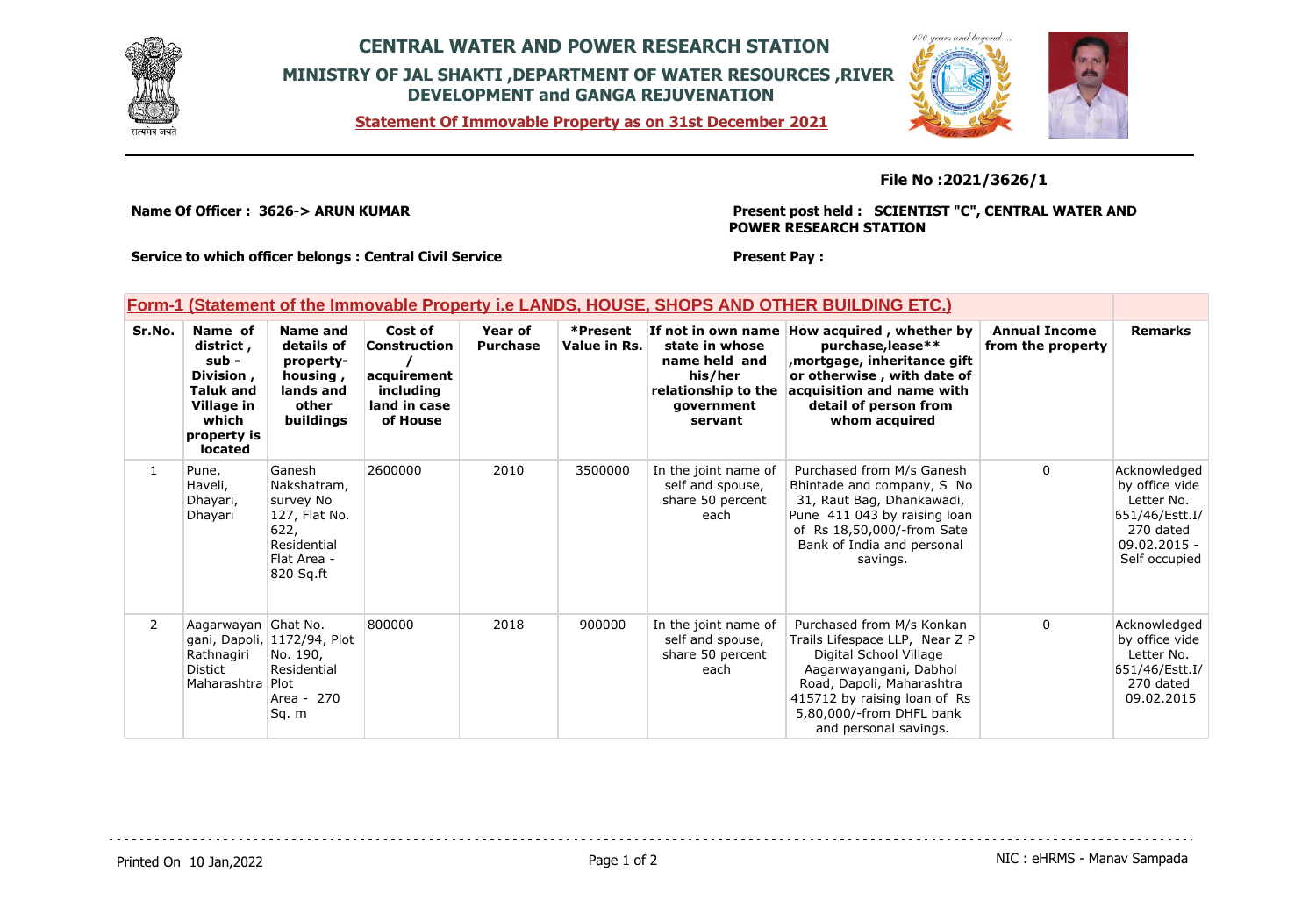# CENTRAL WATER AND POWER RESEARCH STATION

## MINISTRY OF JAL SHAKTI ,DEPARTMENT OF WATER RESOURCES ,RIVER DEVELOPMENT and GANGA REJUVENATION

**Statement Of Immovable Property as on 31st December 2021**

**File No :2021/3626/1**

**Name Of Officer : 3626-> ARUN KUMAR**

**Present post held : SCIENTIST "C", CENTRAL WATER AND POWER RESEARCH STATION**

**Service to which officer belongs : Central Civil Service**

**Present Pay :**

## Form-1 (Statement of the Immovable Property i.e LANDS, HOUSE, SHOPS AND OTHER BUILDING ETC.)

| Sr.No. | Name of district , sub - Division , Taluk and Village in which property is located | Name and details of property- housing , lands and other buildings | Cost of Construction / acquirement including land in case of House | Year of Purchase | *Present Value in Rs. | If not in own name state in whose name held and his/her relationship to the government servant | How acquired , whether by purchase,lease** ,mortgage, inheritance gift or otherwise , with date of acquisition and name with detail of person from whom acquired | Annual Income from the property | Remarks |
|---|---|---|---|---|---|---|---|---|---|
| 1 | Pune, Haveli, Dhayari, Dhayari | Ganesh Nakshatram, survey No 127, Flat No. 622, Residential Flat Area - 820 Sq.ft | 2600000 | 2010 | 3500000 | In the joint name of self and spouse, share 50 percent each | Purchased from M/s Ganesh Bhintade and company, S No 31, Raut Bag, Dhankawadi, Pune 411 043 by raising loan of Rs 18,50,000/-from Sate Bank of India and personal savings. | 0 | Acknowledged by office vide Letter No. 651/46/Estt.I/ 270 dated 09.02.2015 - Self occupied |
| 2 | Aagarwayan gani, Dapoli, Rathnagiri Distict Maharashtra | Ghat No. 1172/94, Plot No. 190, Residential Plot Area - 270 Sq. m | 800000 | 2018 | 900000 | In the joint name of self and spouse, share 50 percent each | Purchased from M/s Konkan Trails Lifespace LLP, Near Z P Digital School Village Aagarwayangani, Dabhol Road, Dapoli, Maharashtra 415712 by raising loan of Rs 5,80,000/-from DHFL bank and personal savings. | 0 | Acknowledged by office vide Letter No. 651/46/Estt.I/ 270 dated 09.02.2015 |

Printed On 10 Jan,2022

NIC : eHRMS - Manav Sampada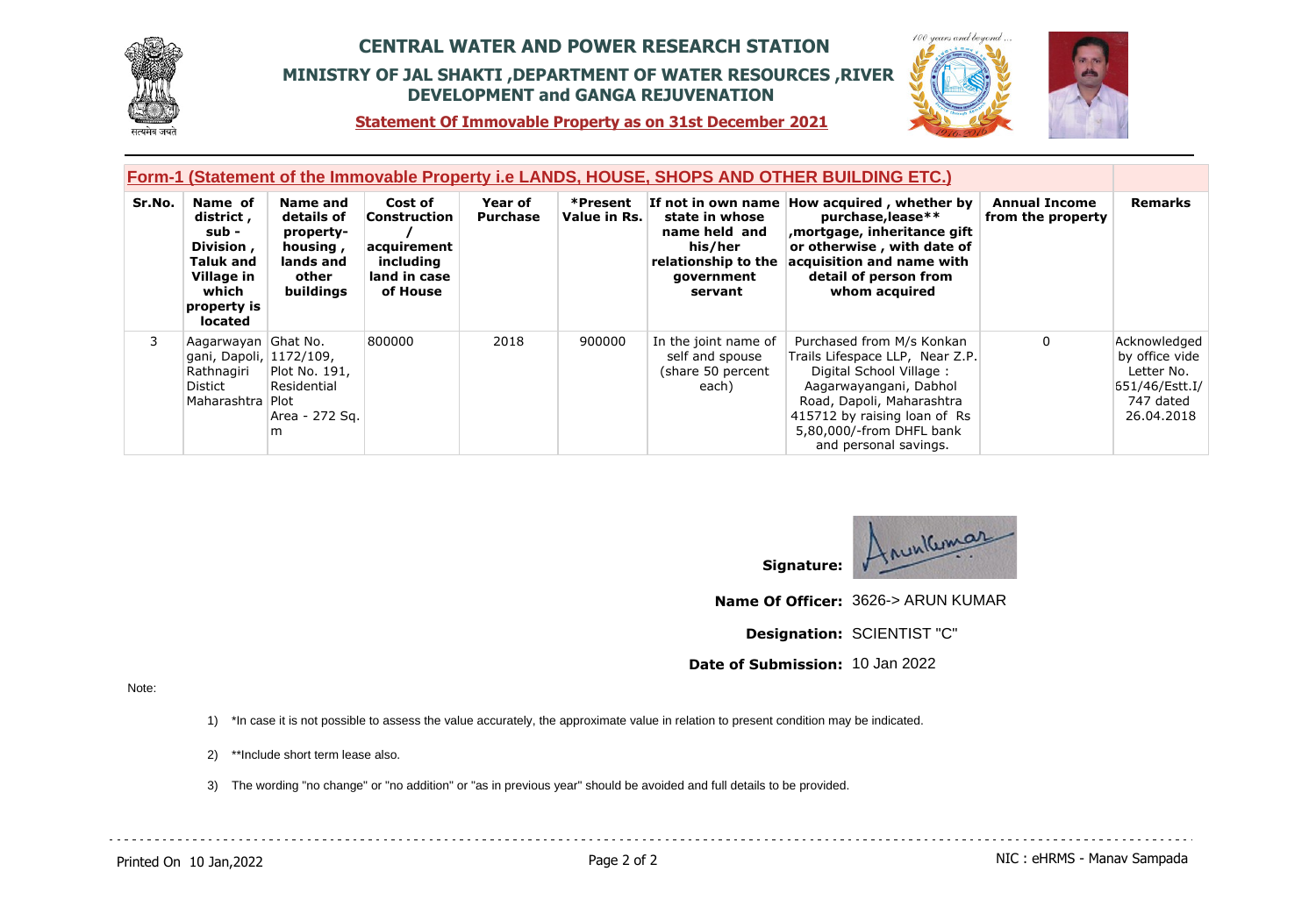# CENTRAL WATER AND POWER RESEARCH STATION

## MINISTRY OF JAL SHAKTI ,DEPARTMENT OF WATER RESOURCES ,RIVER DEVELOPMENT and GANGA REJUVENATION

**Statement Of Immovable Property as on 31st December 2021**

### Form-1 (Statement of the Immovable Property i.e LANDS, HOUSE, SHOPS AND OTHER BUILDING ETC.)

| Sr.No. | Name of district , sub - Division , Taluk and Village in which property is located | Name and details of property- housing , lands and other buildings | Cost of Construction / acquirement including land in case of House | Year of Purchase | *Present Value in Rs. | If not in own name state in whose name held and his/her relationship to the government servant | How acquired , whether by purchase,lease** ,mortgage, inheritance gift or otherwise , with date of acquisition and name with detail of person from whom acquired | Annual Income from the property | Remarks |
|---|---|---|---|---|---|---|---|---|---|
| 3 | Aagarwayan gani, Dapoli, Rathnagiri Distict Maharashtra | Ghat No. 1172/109, Plot No. 191, Residential Plot Area - 272 Sq. m | 800000 | 2018 | 900000 | In the joint name of self and spouse (share 50 percent each) | Purchased from M/s Konkan Trails Lifespace LLP, Near Z.P. Digital School Village : Aagarwayangani, Dabhol Road, Dapoli, Maharashtra 415712 by raising loan of Rs 5,80,000/-from DHFL bank and personal savings. | 0 | Acknowledged by office vide Letter No. 651/46/Estt.I/ 747 dated 26.04.2018 |

**Signature:** Arunkumar

**Name Of Officer:** 3626-> ARUN KUMAR

**Designation:** SCIENTIST "C"

**Date of Submission:** 10 Jan 2022

Note:

1) *In case it is not possible to assess the value accurately, the approximate value in relation to present condition may be indicated.

2) **Include short term lease also.

3) The wording "no change" or "no addition" or "as in previous year" should be avoided and full details to be provided.

Printed On 10 Jan,2022

NIC : eHRMS - Manav Sampada